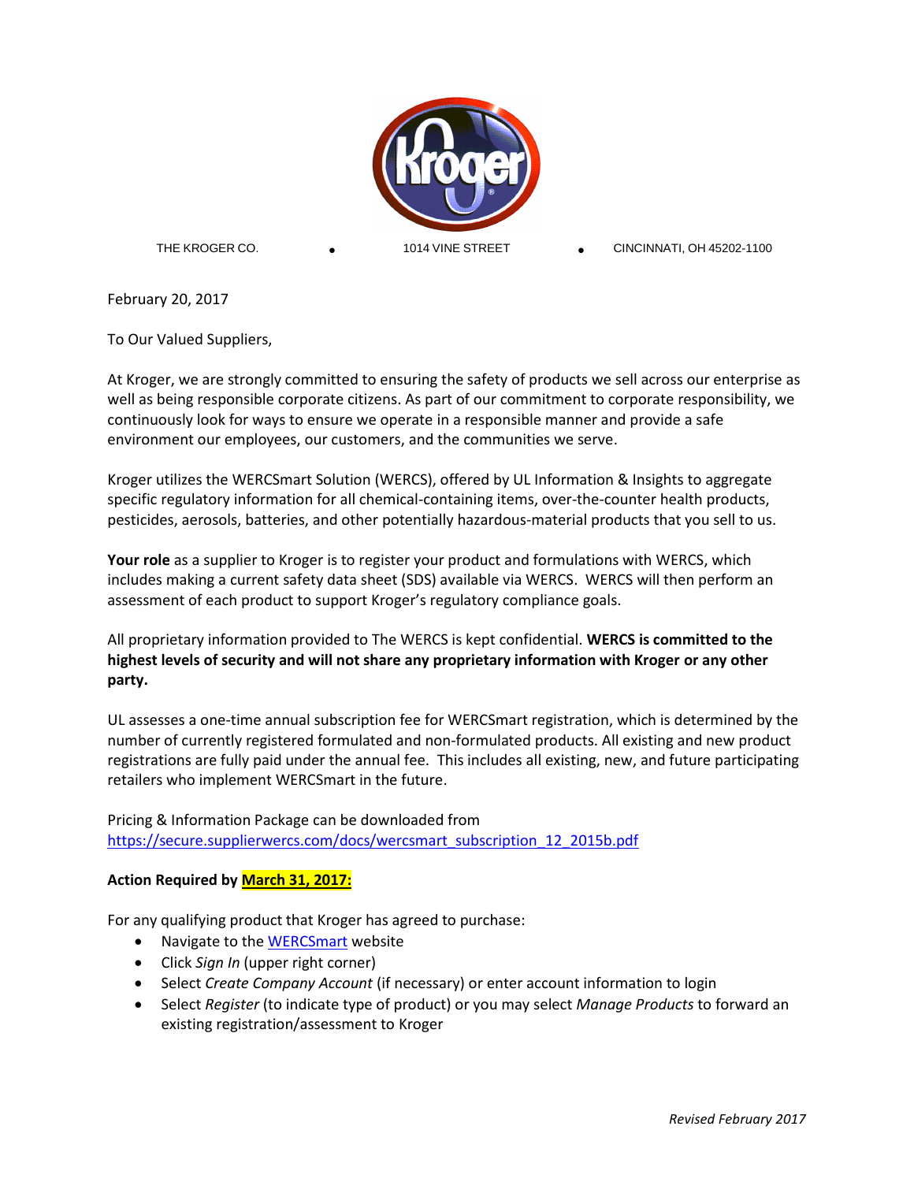THE KROGER CO. • 1014 VINE STREET • CINCINNATI, OH 45202-1100

February 20, 2017

To Our Valued Suppliers,

At Kroger, we are strongly committed to ensuring the safety of products we sell across our enterprise as well as being responsible corporate citizens. As part of our commitment to corporate responsibility, we continuously look for ways to ensure we operate in a responsible manner and provide a safe environment our employees, our customers, and the communities we serve.

Kroger utilizes the WERCSmart Solution (WERCS), offered by UL Information & Insights to aggregate specific regulatory information for all chemical-containing items, over-the-counter health products, pesticides, aerosols, batteries, and other potentially hazardous-material products that you sell to us.

**Your role** as a supplier to Kroger is to register your product and formulations with WERCS, which includes making a current safety data sheet (SDS) available via WERCS. WERCS will then perform an assessment of each product to support Kroger's regulatory compliance goals.

All proprietary information provided to The WERCS is kept confidential. **WERCS is committed to the highest levels of security and will not share any proprietary information with Kroger or any other party.**

UL assesses a one-time annual subscription fee for WERCSmart registration, which is determined by the number of currently registered formulated and non-formulated products. All existing and new product registrations are fully paid under the annual fee. This includes all existing, new, and future participating retailers who implement WERCSmart in the future.

Pricing & Information Package can be downloaded from
https://secure.supplierwercs.com/docs/wercsmart_subscription_12_2015b.pdf

**Action Required by March 31, 2017:**

For any qualifying product that Kroger has agreed to purchase:

- Navigate to the WERCSmart website
- Click *Sign In* (upper right corner)
- Select *Create Company Account* (if necessary) or enter account information to login
- Select *Register* (to indicate type of product) or you may select *Manage Products* to forward an existing registration/assessment to Kroger

*Revised February 2017*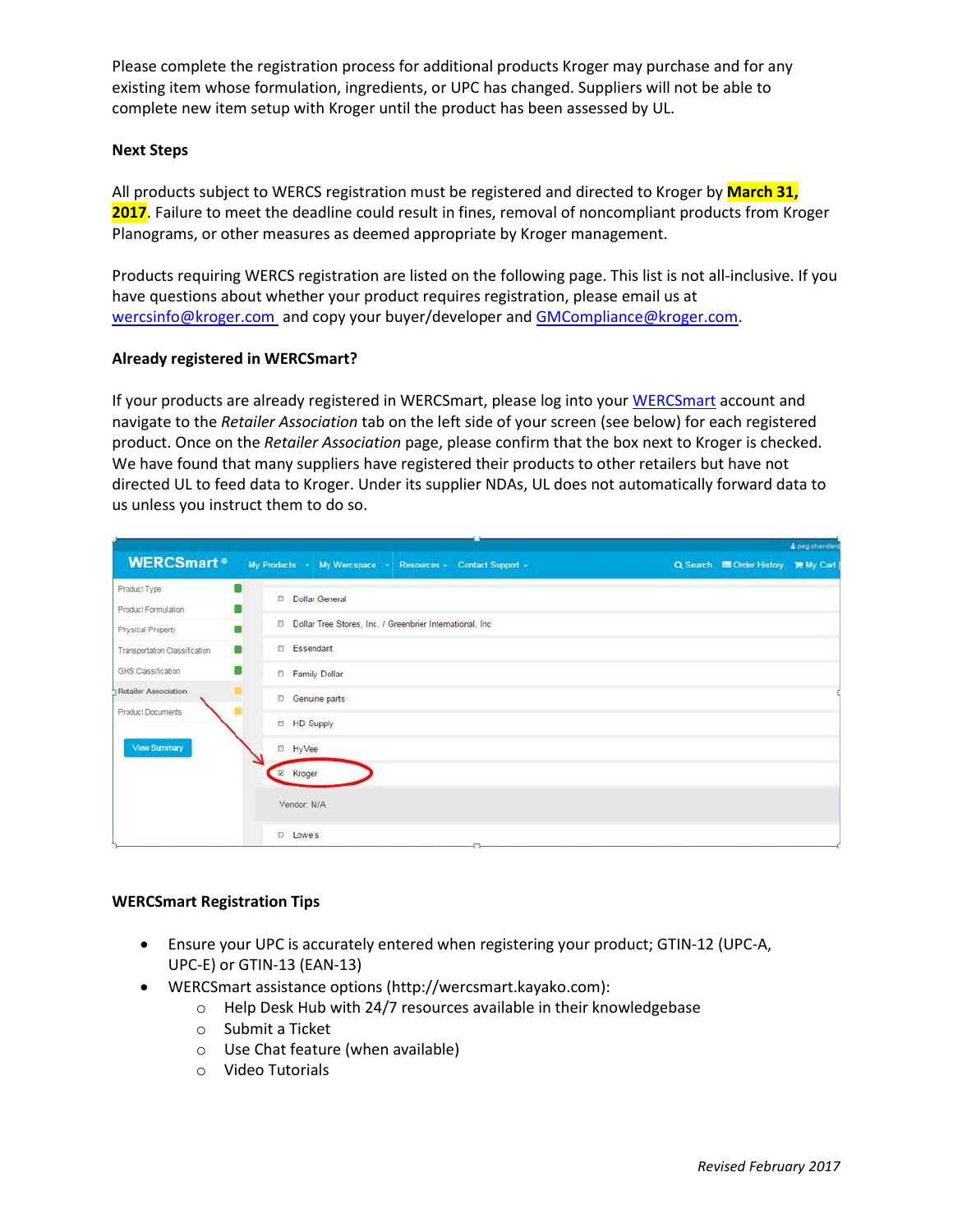Please complete the registration process for additional products Kroger may purchase and for any existing item whose formulation, ingredients, or UPC has changed. Suppliers will not be able to complete new item setup with Kroger until the product has been assessed by UL.

**Next Steps**

All products subject to WERCS registration must be registered and directed to Kroger by **March 31, 2017**. Failure to meet the deadline could result in fines, removal of noncompliant products from Kroger Planograms, or other measures as deemed appropriate by Kroger management.

Products requiring WERCS registration are listed on the following page. This list is not all-inclusive. If you have questions about whether your product requires registration, please email us at wercsinfo@kroger.com and copy your buyer/developer and GMCompliance@kroger.com.

**Already registered in WERCSmart?**

If your products are already registered in WERCSmart, please log into your WERCSmart account and navigate to the *Retailer Association* tab on the left side of your screen (see below) for each registered product. Once on the *Retailer Association* page, please confirm that the box next to Kroger is checked. We have found that many suppliers have registered their products to other retailers but have not directed UL to feed data to Kroger. Under its supplier NDAs, UL does not automatically forward data to us unless you instruct them to do so.

**WERCSmart Registration Tips**

- Ensure your UPC is accurately entered when registering your product; GTIN-12 (UPC-A, UPC-E) or GTIN-13 (EAN-13)
- WERCSmart assistance options (http://wercsmart.kayako.com):
    - Help Desk Hub with 24/7 resources available in their knowledgebase
    - Submit a Ticket
    - Use Chat feature (when available)
    - Video Tutorials

*Revised February 2017*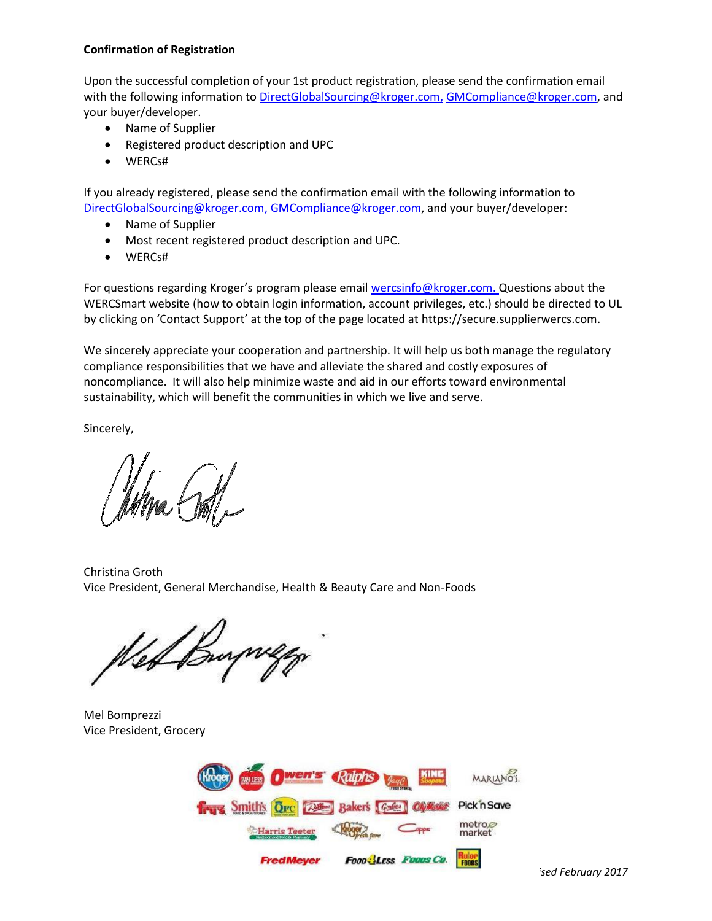**Confirmation of Registration**

Upon the successful completion of your 1st product registration, please send the confirmation email with the following information to DirectGlobalSourcing@kroger.com, GMCompliance@kroger.com, and your buyer/developer.

- Name of Supplier
- Registered product description and UPC
- WERCs#

If you already registered, please send the confirmation email with the following information to DirectGlobalSourcing@kroger.com, GMCompliance@kroger.com, and your buyer/developer:

- Name of Supplier
- Most recent registered product description and UPC.
- WERCs#

For questions regarding Kroger's program please email wercsinfo@kroger.com. Questions about the WERCSmart website (how to obtain login information, account privileges, etc.) should be directed to UL by clicking on 'Contact Support' at the top of the page located at https://secure.supplierwercs.com.

We sincerely appreciate your cooperation and partnership. It will help us both manage the regulatory compliance responsibilities that we have and alleviate the shared and costly exposures of noncompliance. It will also help minimize waste and aid in our efforts toward environmental sustainability, which will benefit the communities in which we live and serve.

Sincerely,

Christina Groth
Vice President, General Merchandise, Health & Beauty Care and Non-Foods

Mel Bomprezzi
Vice President, Grocery

*Revised February 2017*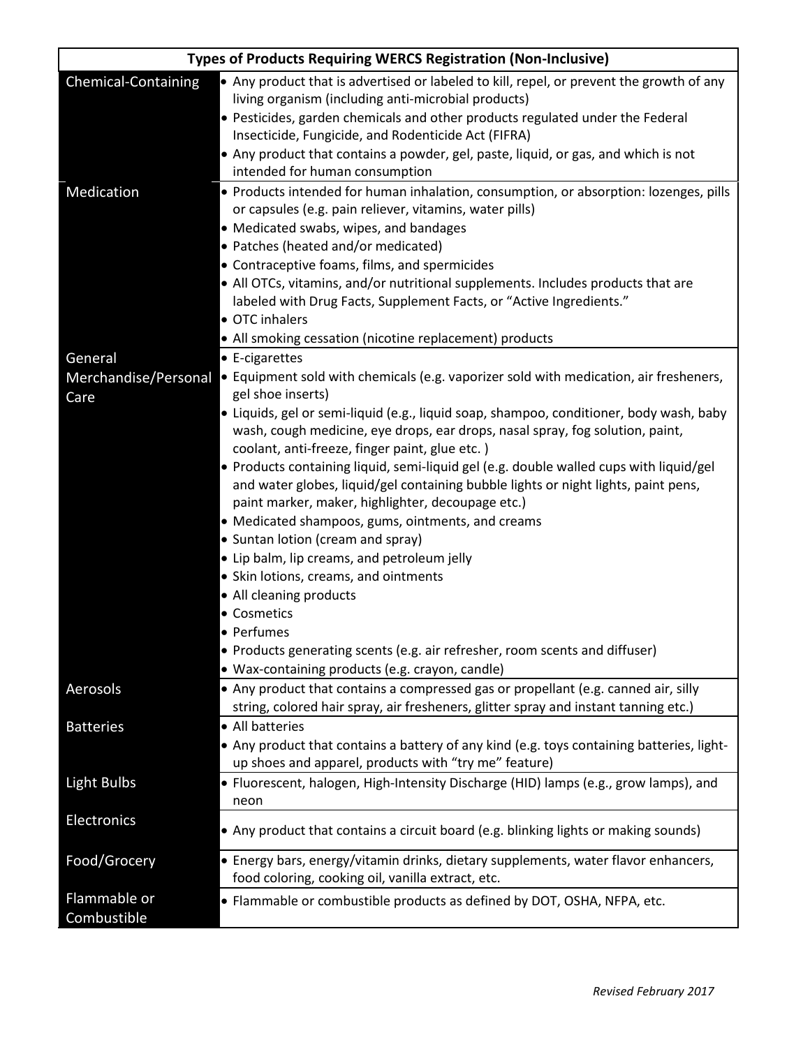| Types of Products Requiring WERCS Registration (Non-Inclusive) | |
|---|---|
| Chemical-Containing | • Any product that is advertised or labeled to kill, repel, or prevent the growth of any living organism (including anti-microbial products)<br>• Pesticides, garden chemicals and other products regulated under the Federal Insecticide, Fungicide, and Rodenticide Act (FIFRA)<br>• Any product that contains a powder, gel, paste, liquid, or gas, and which is not intended for human consumption |
| Medication | • Products intended for human inhalation, consumption, or absorption: lozenges, pills or capsules (e.g. pain reliever, vitamins, water pills)<br>• Medicated swabs, wipes, and bandages<br>• Patches (heated and/or medicated)<br>• Contraceptive foams, films, and spermicides<br>• All OTCs, vitamins, and/or nutritional supplements. Includes products that are labeled with Drug Facts, Supplement Facts, or "Active Ingredients."<br>• OTC inhalers<br>• All smoking cessation (nicotine replacement) products |
| General Merchandise/Personal Care | • E-cigarettes<br>• Equipment sold with chemicals (e.g. vaporizer sold with medication, air fresheners, gel shoe inserts)<br>• Liquids, gel or semi-liquid (e.g., liquid soap, shampoo, conditioner, body wash, baby wash, cough medicine, eye drops, ear drops, nasal spray, fog solution, paint, coolant, anti-freeze, finger paint, glue etc. )<br>• Products containing liquid, semi-liquid gel (e.g. double walled cups with liquid/gel and water globes, liquid/gel containing bubble lights or night lights, paint pens, paint marker, maker, highlighter, decoupage etc.)<br>• Medicated shampoos, gums, ointments, and creams<br>• Suntan lotion (cream and spray)<br>• Lip balm, lip creams, and petroleum jelly<br>• Skin lotions, creams, and ointments<br>• All cleaning products<br>• Cosmetics<br>• Perfumes<br>• Products generating scents (e.g. air refresher, room scents and diffuser)<br>• Wax-containing products (e.g. crayon, candle) |
| Aerosols | • Any product that contains a compressed gas or propellant (e.g. canned air, silly string, colored hair spray, air fresheners, glitter spray and instant tanning etc.) |
| Batteries | • All batteries<br>• Any product that contains a battery of any kind (e.g. toys containing batteries, light-up shoes and apparel, products with "try me" feature) |
| Light Bulbs | • Fluorescent, halogen, High-Intensity Discharge (HID) lamps (e.g., grow lamps), and neon |
| Electronics | • Any product that contains a circuit board (e.g. blinking lights or making sounds) |
| Food/Grocery | • Energy bars, energy/vitamin drinks, dietary supplements, water flavor enhancers, food coloring, cooking oil, vanilla extract, etc. |
| Flammable or Combustible | • Flammable or combustible products as defined by DOT, OSHA, NFPA, etc. |

*Revised February 2017*